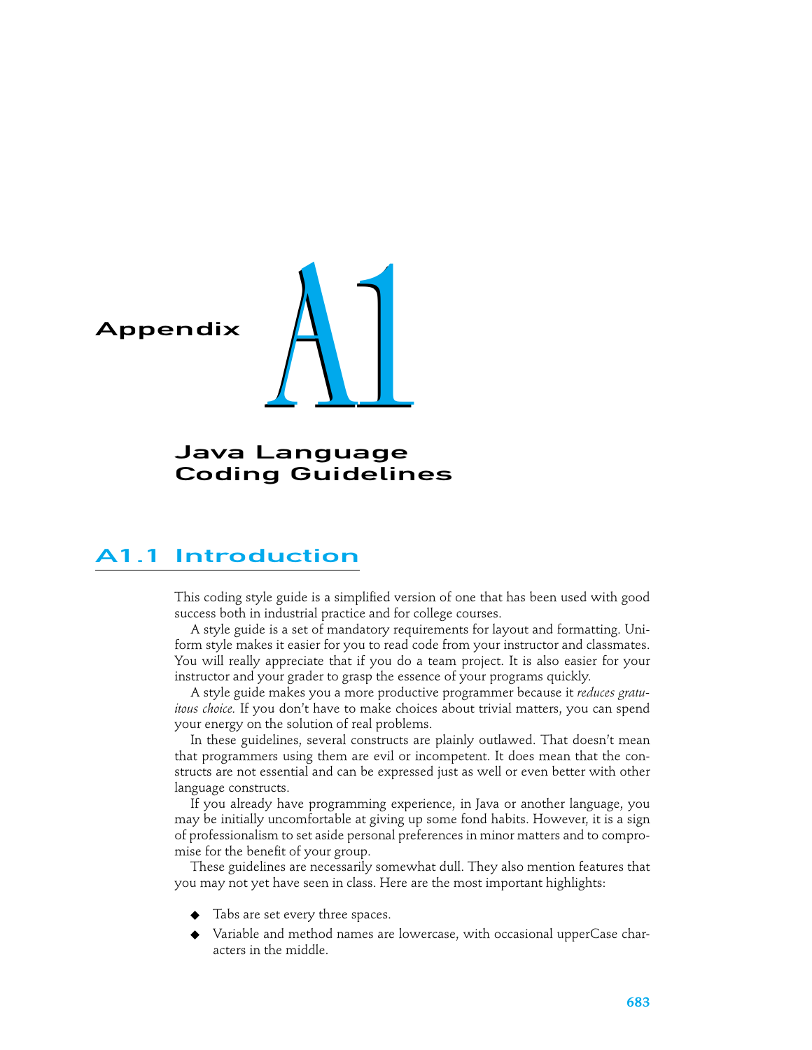# Appendix A1

# Java Language Coding Guidelines

## A1.1 Introduction

This coding style guide is a simplified version of one that has been used with good success both in industrial practice and for college courses.

A style guide is a set of mandatory requirements for layout and formatting. Uniform style makes it easier for you to read code from your instructor and classmates. You will really appreciate that if you do a team project. It is also easier for your instructor and your grader to grasp the essence of your programs quickly.

A style guide makes you a more productive programmer because it *reduces gratuitous choice.* If you don't have to make choices about trivial matters, you can spend your energy on the solution of real problems.

In these guidelines, several constructs are plainly outlawed. That doesn't mean that programmers using them are evil or incompetent. It does mean that the constructs are not essential and can be expressed just as well or even better with other language constructs.

If you already have programming experience, in Java or another language, you may be initially uncomfortable at giving up some fond habits. However, it is a sign of professionalism to set aside personal preferences in minor matters and to compromise for the benefit of your group.

These guidelines are necessarily somewhat dull. They also mention features that you may not yet have seen in class. Here are the most important highlights:

- Tabs are set every three spaces.
- Variable and method names are lowercase, with occasional upperCase characters in the middle.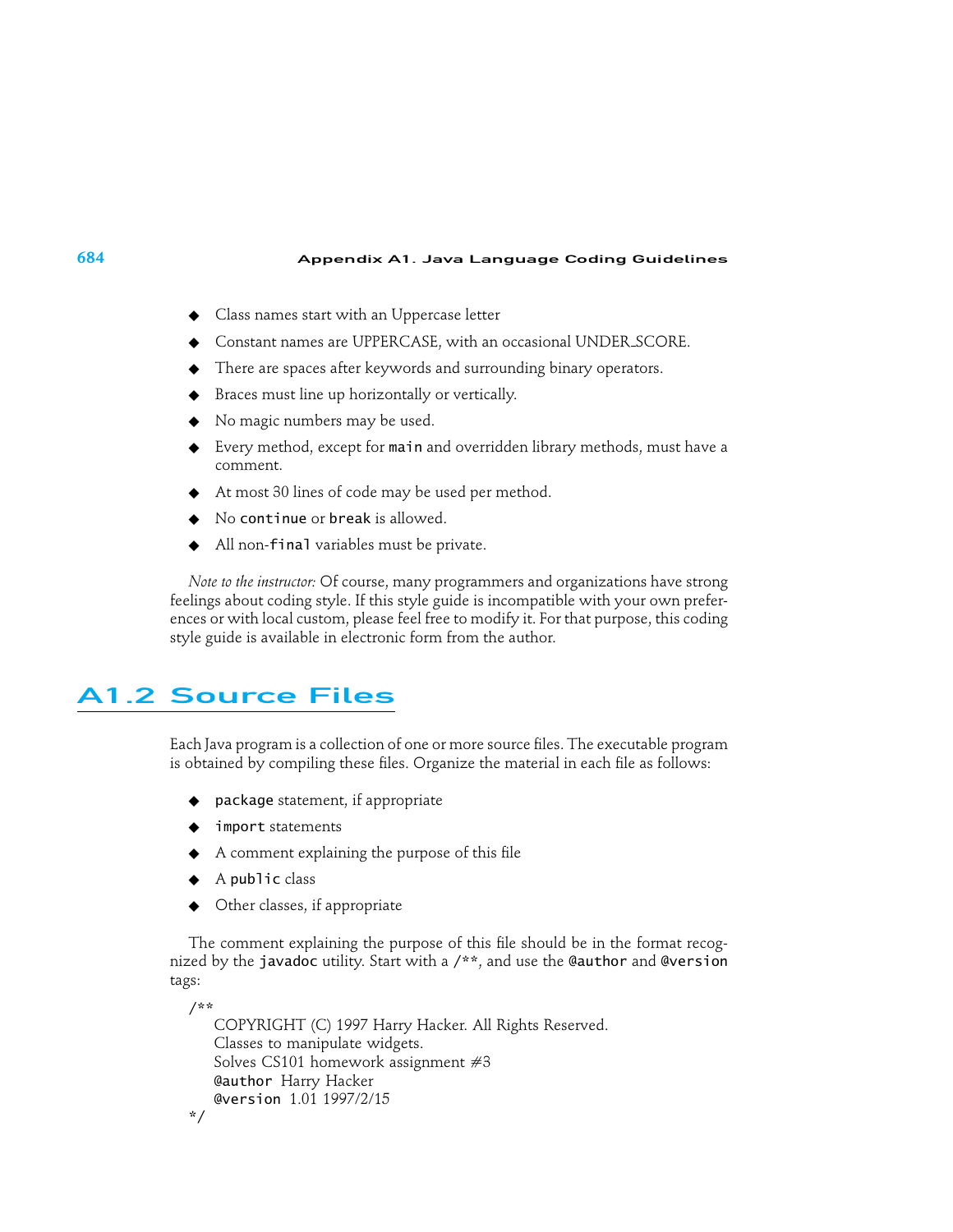- Class names start with an Uppercase letter
- Constant names are UPPERCASE, with an occasional UNDER_SCORE.
- There are spaces after keywords and surrounding binary operators.
- Braces must line up horizontally or vertically.
- No magic numbers may be used.
- Every method, except for `main` and overridden library methods, must have a comment.
- At most 30 lines of code may be used per method.
- No `continue` or `break` is allowed.
- All non-`final` variables must be private.

*Note to the instructor:* Of course, many programmers and organizations have strong feelings about coding style. If this style guide is incompatible with your own preferences or with local custom, please feel free to modify it. For that purpose, this coding style guide is available in electronic form from the author.

## A1.2 Source Files

Each Java program is a collection of one or more source files. The executable program is obtained by compiling these files. Organize the material in each file as follows:

- `package` statement, if appropriate
- `import` statements
- A comment explaining the purpose of this file
- A `public` class
- Other classes, if appropriate

The comment explaining the purpose of this file should be in the format recognized by the `javadoc` utility. Start with a `/**`, and use the `@author` and `@version` tags:

```
/**
    COPYRIGHT (C) 1997 Harry Hacker. All Rights Reserved.
    Classes to manipulate widgets.
    Solves CS101 homework assignment #3
    @author  Harry Hacker
    @version 1.01 1997/2/15
*/
```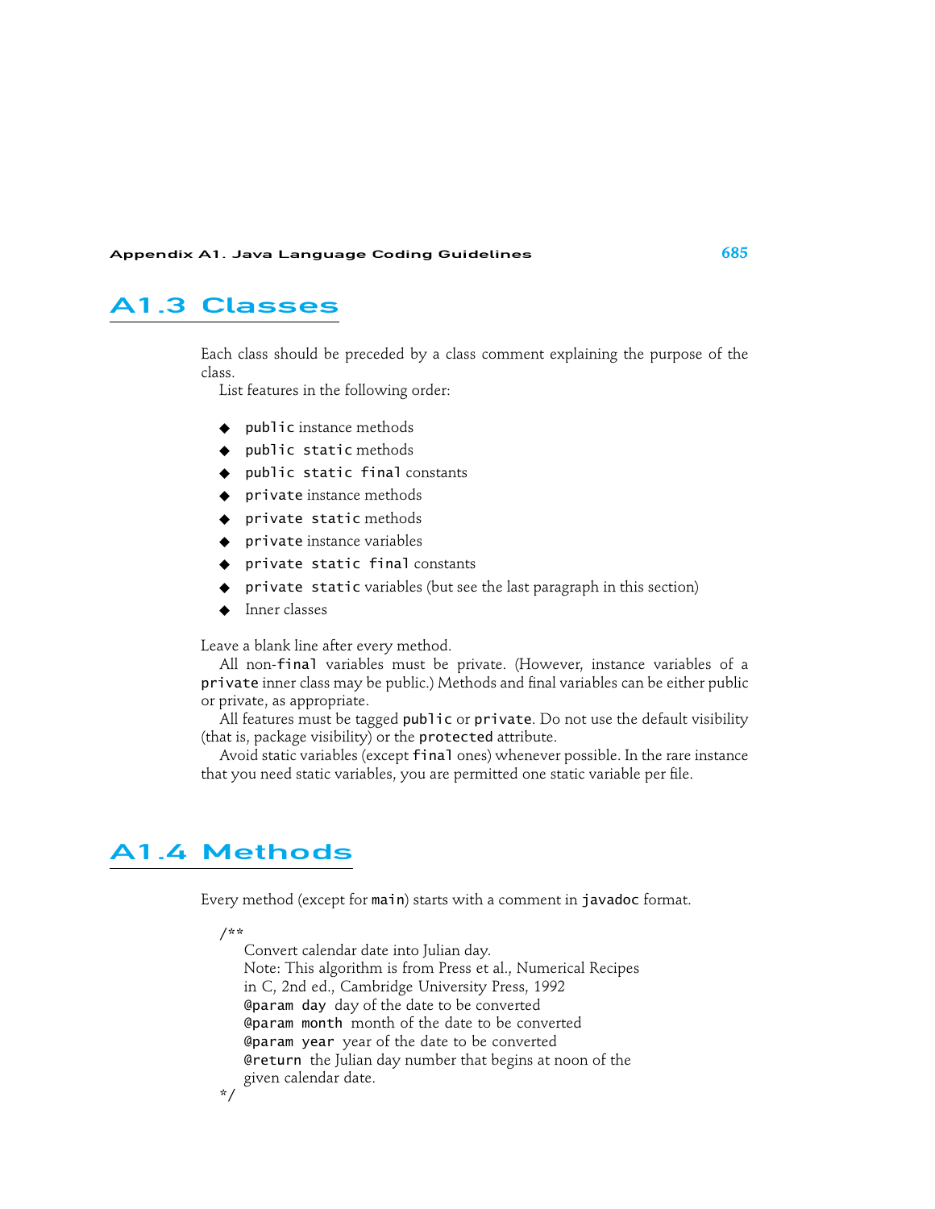## A1.3 Classes

Each class should be preceded by a class comment explaining the purpose of the class.

List features in the following order:

- `public` instance methods
- `public static` methods
- `public static final` constants
- `private` instance methods
- `private static` methods
- `private` instance variables
- `private static final` constants
- `private static` variables (but see the last paragraph in this section)
- Inner classes

Leave a blank line after every method.

All non-`final` variables must be private. (However, instance variables of a `private` inner class may be public.) Methods and final variables can be either public or private, as appropriate.

All features must be tagged `public` or `private`. Do not use the default visibility (that is, package visibility) or the `protected` attribute.

Avoid static variables (except `final` ones) whenever possible. In the rare instance that you need static variables, you are permitted one static variable per file.

## A1.4 Methods

Every method (except for `main`) starts with a comment in `javadoc` format.

```
/**
   Convert calendar date into Julian day.
   Note: This algorithm is from Press et al., Numerical Recipes
   in C, 2nd ed., Cambridge University Press, 1992
   @param day day of the date to be converted
   @param month month of the date to be converted
   @param year year of the date to be converted
   @return the Julian day number that begins at noon of the
   given calendar date.
*/
```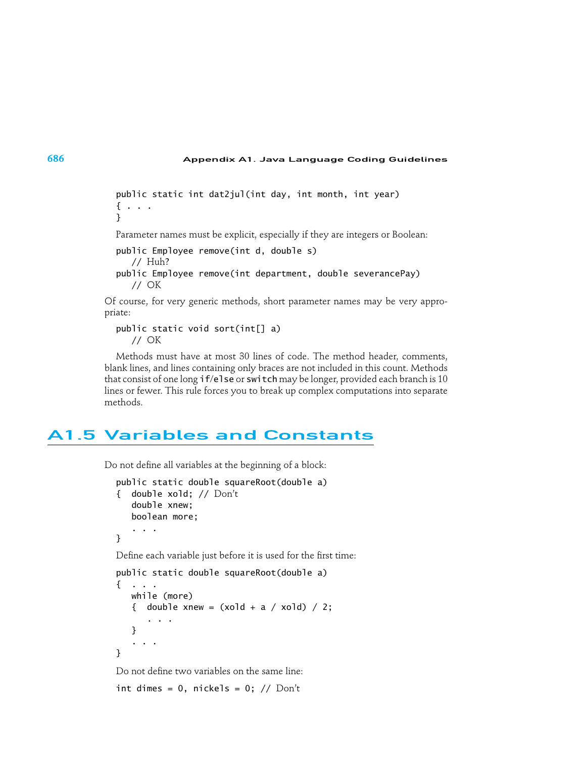```
public static int dat2jul(int day, int month, int year)
{ . . .
}
```

Parameter names must be explicit, especially if they are integers or Boolean:

```
public Employee remove(int d, double s)
   // Huh?
public Employee remove(int department, double severancePay)
   // OK
```

Of course, for very generic methods, short parameter names may be very appropriate:

```
public static void sort(int[] a)
   // OK
```

Methods must have at most 30 lines of code. The method header, comments, blank lines, and lines containing only braces are not included in this count. Methods that consist of one long `if/else` or `switch` may be longer, provided each branch is 10 lines or fewer. This rule forces you to break up complex computations into separate methods.

## A1.5 Variables and Constants

Do not define all variables at the beginning of a block:

```
public static double squareRoot(double a)
{  double xold; // Don't
   double xnew;
   boolean more;
   . . .
}
```

Define each variable just before it is used for the first time:

```
public static double squareRoot(double a)
{  . . .
   while (more)
   {  double xnew = (xold + a / xold) / 2;
      . . .
   }
   . . .
}
```

Do not define two variables on the same line:

```
int dimes = 0, nickels = 0; // Don't
```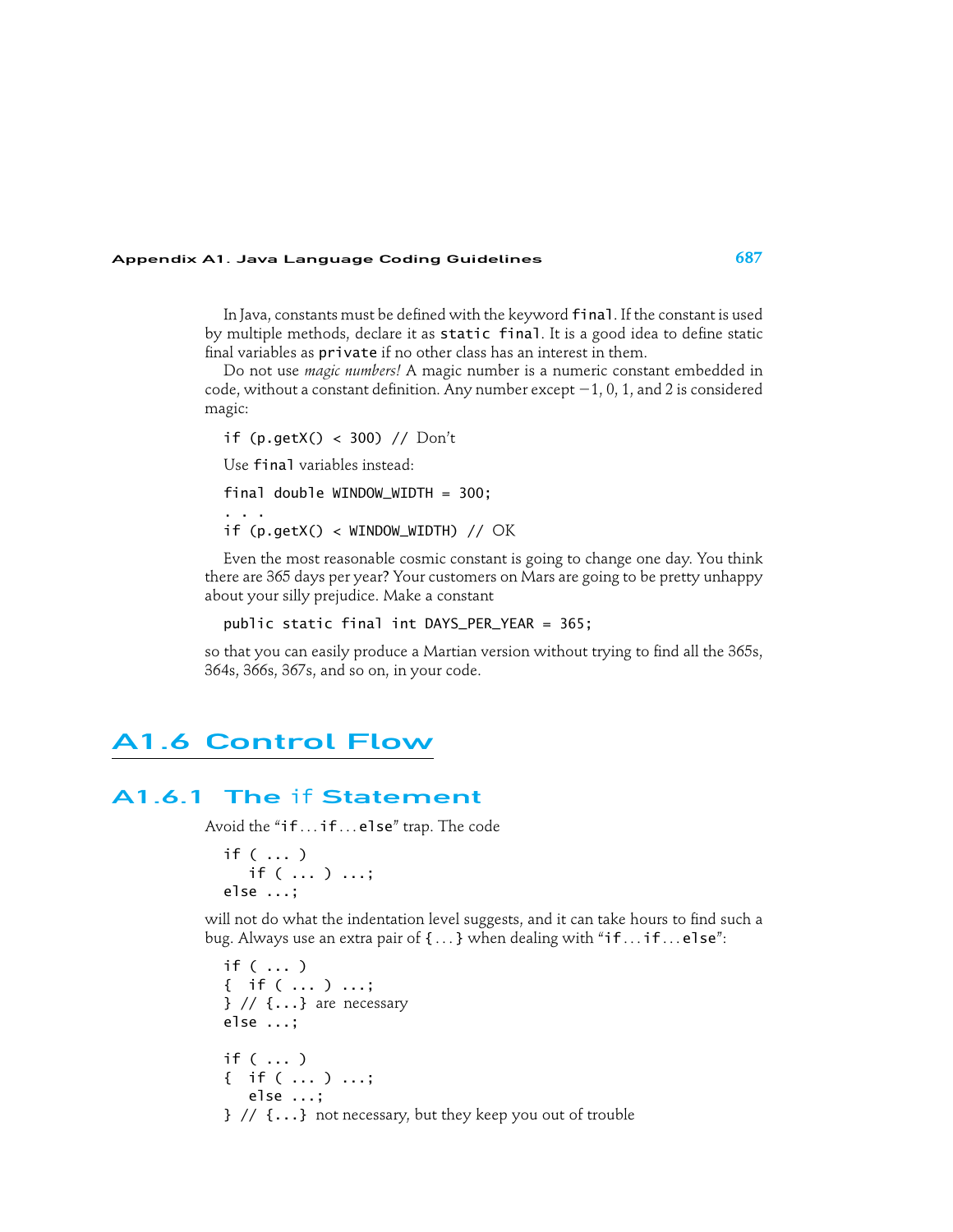In Java, constants must be defined with the keyword `final`. If the constant is used by multiple methods, declare it as `static final`. It is a good idea to define static final variables as `private` if no other class has an interest in them.

Do not use *magic numbers!* A magic number is a numeric constant embedded in code, without a constant definition. Any number except −1, 0, 1, and 2 is considered magic:

```
if (p.getX() < 300) // Don't
```

Use `final` variables instead:

```
final double WINDOW_WIDTH = 300;
. . .
if (p.getX() < WINDOW_WIDTH) // OK
```

Even the most reasonable cosmic constant is going to change one day. You think there are 365 days per year? Your customers on Mars are going to be pretty unhappy about your silly prejudice. Make a constant

```
public static final int DAYS_PER_YEAR = 365;
```

so that you can easily produce a Martian version without trying to find all the 365s, 364s, 366s, 367s, and so on, in your code.

## A1.6 Control Flow

### A1.6.1 The if Statement

Avoid the "`if`...`if`...`else`" trap. The code

```
if ( ... )
   if ( ... ) ...;
else ...;
```

will not do what the indentation level suggests, and it can take hours to find such a bug. Always use an extra pair of `{`...`}` when dealing with "`if`...`if`...`else`":

```
if ( ... )
{  if ( ... ) ...;
} // {...} are necessary
else ...;

if ( ... )
{  if ( ... ) ...;
   else ...;
} // {...} not necessary, but they keep you out of trouble
```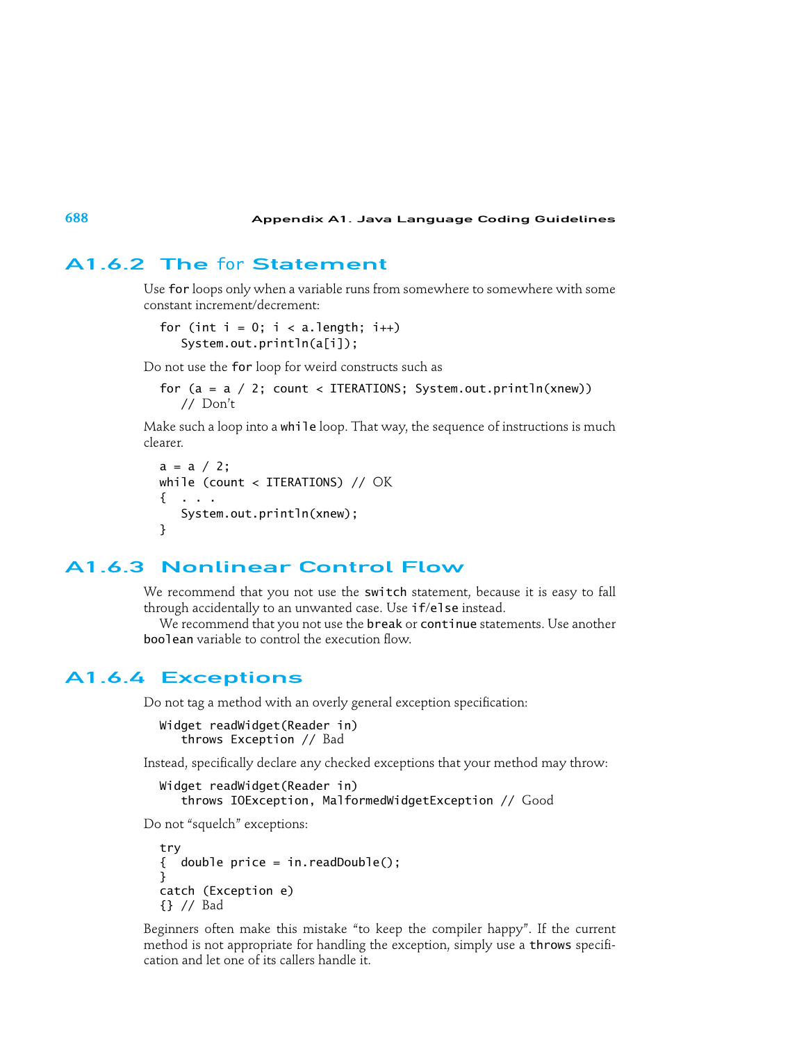## A1.6.2 The for Statement

Use `for` loops only when a variable runs from somewhere to somewhere with some constant increment/decrement:

```
for (int i = 0; i < a.length; i++)
   System.out.println(a[i]);
```

Do not use the `for` loop for weird constructs such as

```
for (a = a / 2; count < ITERATIONS; System.out.println(xnew))
   // Don't
```

Make such a loop into a `while` loop. That way, the sequence of instructions is much clearer.

```
a = a / 2;
while (count < ITERATIONS) // OK
{  . . .
   System.out.println(xnew);
}
```

## A1.6.3 Nonlinear Control Flow

We recommend that you not use the `switch` statement, because it is easy to fall through accidentally to an unwanted case. Use `if`/`else` instead.

We recommend that you not use the `break` or `continue` statements. Use another `boolean` variable to control the execution flow.

## A1.6.4 Exceptions

Do not tag a method with an overly general exception specification:

```
Widget readWidget(Reader in)
   throws Exception // Bad
```

Instead, specifically declare any checked exceptions that your method may throw:

```
Widget readWidget(Reader in)
   throws IOException, MalformedWidgetException // Good
```

Do not "squelch" exceptions:

```
try
{  double price = in.readDouble();
}
catch (Exception e)
{} // Bad
```

Beginners often make this mistake "to keep the compiler happy". If the current method is not appropriate for handling the exception, simply use a `throws` specification and let one of its callers handle it.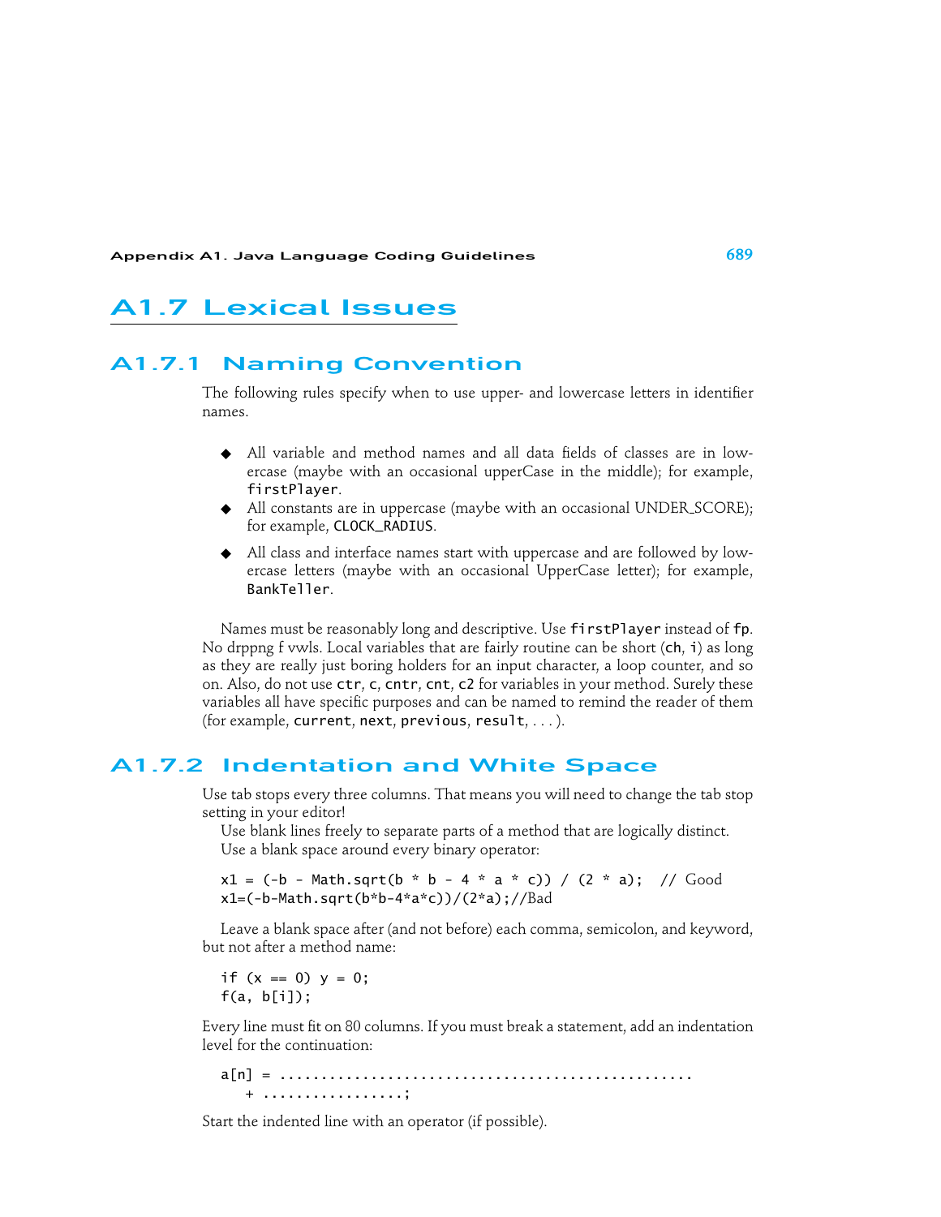## A1.7 Lexical Issues

### A1.7.1 Naming Convention

The following rules specify when to use upper- and lowercase letters in identifier names.

- All variable and method names and all data fields of classes are in lowercase (maybe with an occasional upperCase in the middle); for example, `firstPlayer`.
- All constants are in uppercase (maybe with an occasional UNDER_SCORE); for example, `CLOCK_RADIUS`.
- All class and interface names start with uppercase and are followed by lowercase letters (maybe with an occasional UpperCase letter); for example, `BankTeller`.

Names must be reasonably long and descriptive. Use `firstPlayer` instead of `fp`. No drppng f vwls. Local variables that are fairly routine can be short (`ch`, `i`) as long as they are really just boring holders for an input character, a loop counter, and so on. Also, do not use `ctr`, `c`, `cntr`, `cnt`, `c2` for variables in your method. Surely these variables all have specific purposes and can be named to remind the reader of them (for example, `current`, `next`, `previous`, `result`, . . . ).

### A1.7.2 Indentation and White Space

Use tab stops every three columns. That means you will need to change the tab stop setting in your editor!

Use blank lines freely to separate parts of a method that are logically distinct.

Use a blank space around every binary operator:

```
x1 = (-b - Math.sqrt(b * b - 4 * a * c)) / (2 * a);  // Good
x1=(-b-Math.sqrt(b*b-4*a*c))/(2*a);//Bad
```

Leave a blank space after (and not before) each comma, semicolon, and keyword, but not after a method name:

```
if (x == 0) y = 0;
f(a, b[i]);
```

Every line must fit on 80 columns. If you must break a statement, add an indentation level for the continuation:

```
a[n] = ..................................................
   + .................;
```

Start the indented line with an operator (if possible).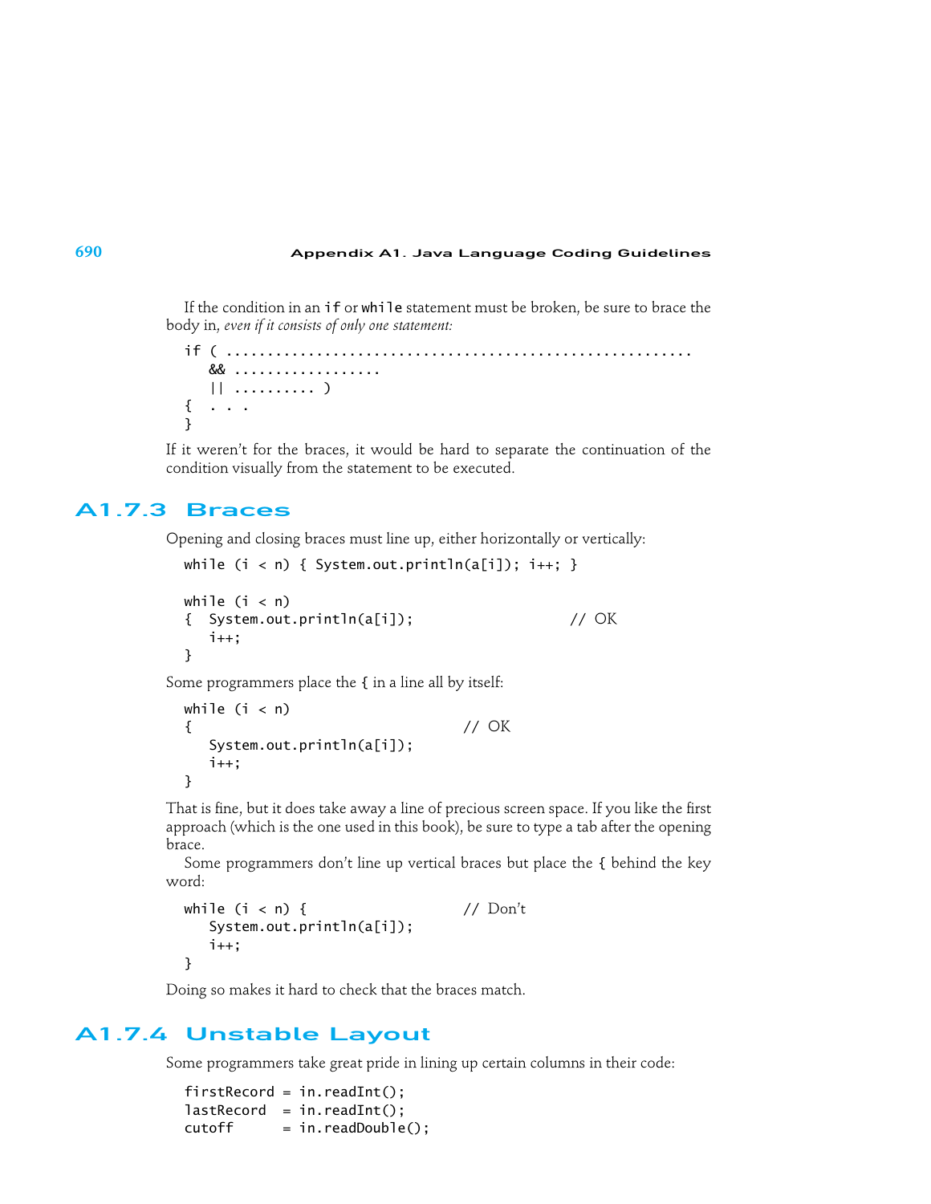If the condition in an `if` or `while` statement must be broken, be sure to brace the body in, *even if it consists of only one statement:*

```
if ( .......................................................
   && .................
   || .......... )
{  . . .
}
```

If it weren't for the braces, it would be hard to separate the continuation of the condition visually from the statement to be executed.

## A1.7.3 Braces

Opening and closing braces must line up, either horizontally or vertically:

```
while (i < n) { System.out.println(a[i]); i++; }

while (i < n)
{  System.out.println(a[i]);                    // OK
   i++;
}
```

Some programmers place the `{` in a line all by itself:

```
while (i < n)
{                                   // OK
   System.out.println(a[i]);
   i++;
}
```

That is fine, but it does take away a line of precious screen space. If you like the first approach (which is the one used in this book), be sure to type a tab after the opening brace.

Some programmers don't line up vertical braces but place the `{` behind the key word:

```
while (i < n) {                     // Don't
   System.out.println(a[i]);
   i++;
}
```

Doing so makes it hard to check that the braces match.

## A1.7.4 Unstable Layout

Some programmers take great pride in lining up certain columns in their code:

```
firstRecord = in.readInt();
lastRecord  = in.readInt();
cutoff      = in.readDouble();
```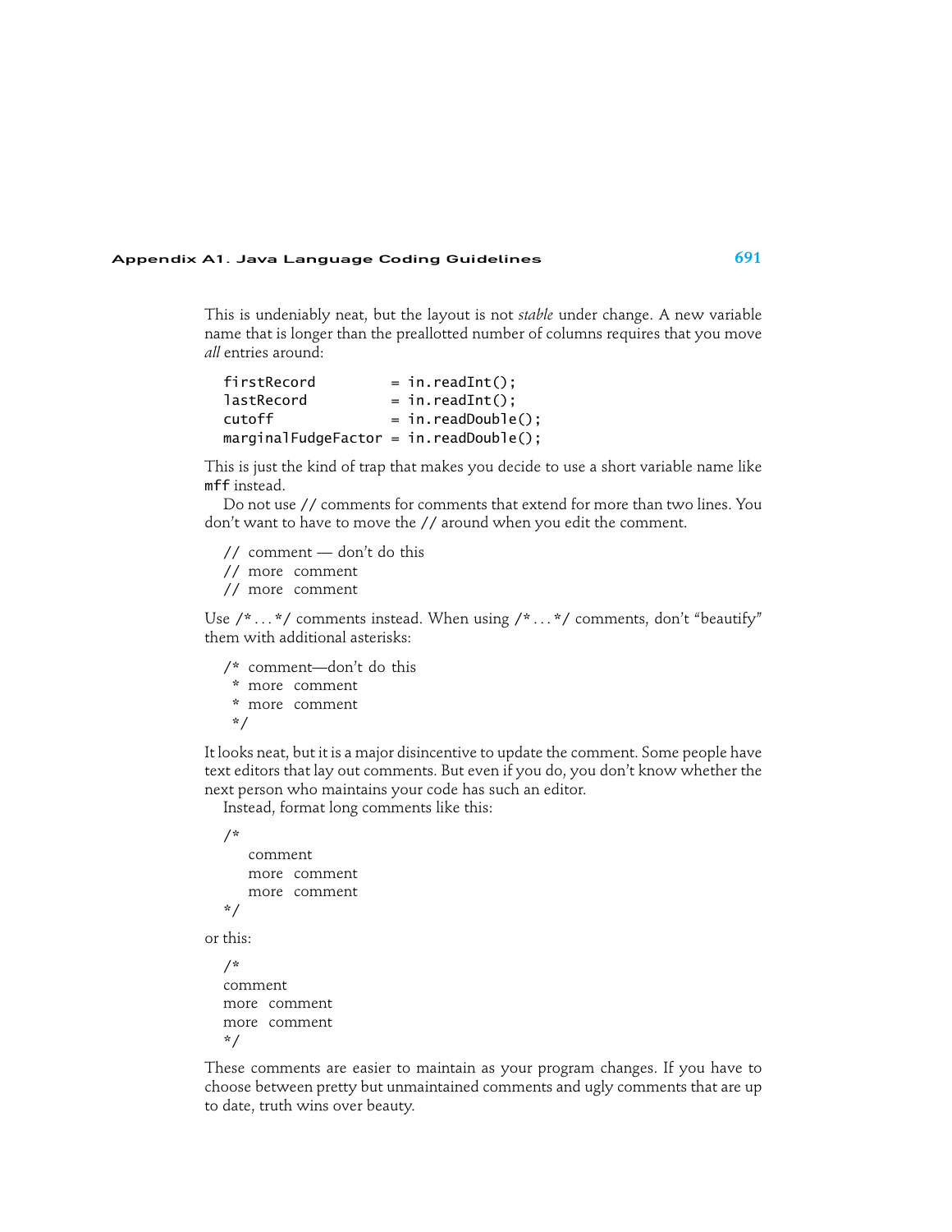This is undeniably neat, but the layout is not *stable* under change. A new variable name that is longer than the preallotted number of columns requires that you move *all* entries around:

```
firstRecord         = in.readInt();
lastRecord          = in.readInt();
cutoff              = in.readDouble();
marginalFudgeFactor = in.readDouble();
```

This is just the kind of trap that makes you decide to use a short variable name like `mff` instead.

Do not use `//` comments for comments that extend for more than two lines. You don't want to have to move the `//` around when you edit the comment.

```
// comment — don't do this
// more comment
// more comment
```

Use `/*...*/` comments instead. When using `/*...*/` comments, don't "beautify" them with additional asterisks:

```
/* comment—don't do this
 * more comment
 * more comment
 */
```

It looks neat, but it is a major disincentive to update the comment. Some people have text editors that lay out comments. But even if you do, you don't know whether the next person who maintains your code has such an editor.

Instead, format long comments like this:

```
/*
   comment
   more comment
   more comment
*/
```

or this:

```
/*
comment
more comment
more comment
*/
```

These comments are easier to maintain as your program changes. If you have to choose between pretty but unmaintained comments and ugly comments that are up to date, truth wins over beauty.